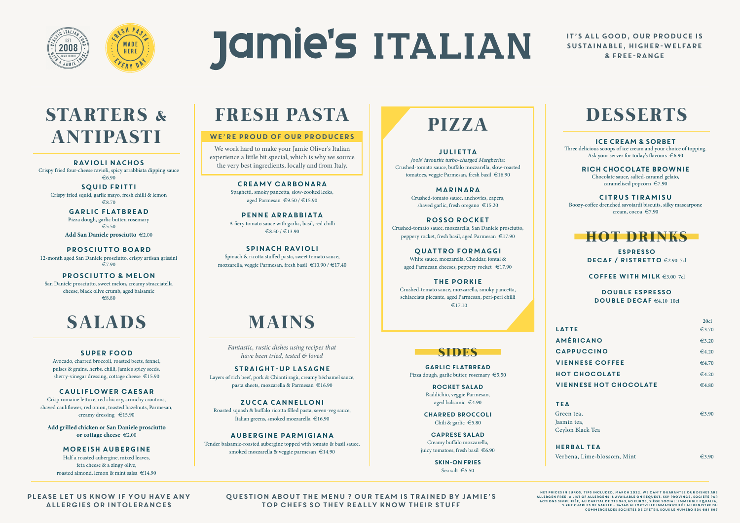# Jamie's ITALIAN

CLASSIC ITALIAN FOOD WITH A JAMIE TWIST — EST 2008 — JAMIE OLIVER

FRESH PASTA MADE HERE EVERY DAY

IT'S ALL GOOD, OUR PRODUCE IS SUSTAINABLE, HIGHER-WELFARE & FREE-RANGE

## STARTERS & ANTIPASTI

**RAVIOLI NACHOS**
Crispy fried four-cheese ravioli, spicy arrabbiata dipping sauce
€6.90

**SQUID FRITTI**
Crispy fried squid, garlic mayo, fresh chilli & lemon
€8.70

**GARLIC FLATBREAD**
Pizza dough, garlic butter, rosemary
€5.50

**Add San Daniele prosciutto** €2.00

**PROSCIUTTO BOARD**
12-month aged San Daniele prosciutto, crispy artisan grissini
€7.90

**PROSCIUTTO & MELON**
San Daniele prosciutto, sweet melon, creamy stracciatella cheese, black olive crumb, aged balsamic
€8.80

## SALADS

**SUPER FOOD**
Avocado, charred broccoli, roasted beets, fennel, pulses & grains, herbs, chilli, Jamie's spicy seeds, sherry-vinegar dressing, cottage cheese €15.90

**CAULIFLOWER CAESAR**
Crisp romaine lettuce, red chicory, crunchy croutons, shaved cauliflower, red onion, toasted hazelnuts, Parmesan, creamy dressing €15.90

**Add grilled chicken or San Daniele prosciutto or cottage cheese** €2.00

**MOREISH AUBERGINE**
Half a roasted aubergine, mixed leaves, feta cheese & a zingy olive, roasted almond, lemon & mint salsa €14.90

## FRESH PASTA

**WE'RE PROUD OF OUR PRODUCERS**

We work hard to make your Jamie Oliver's Italian experience a little bit special, which is why we source the very best ingredients, locally and from Italy.

**CREAMY CARBONARA**
Spaghetti, smoky pancetta, slow-cooked leeks, aged Parmesan €9.50 / €15.90

**PENNE ARRABBIATA**
A fiery tomato sauce with garlic, basil, red chilli
€8.50 / €13.90

**SPINACH RAVIOLI**
Spinach & ricotta stuffed pasta, sweet tomato sauce, mozzarella, veggie Parmesan, fresh basil €10.90 / €17.40

## MAINS

*Fantastic, rustic dishes using recipes that have been tried, tested & loved*

**STRAIGHT-UP LASAGNE**
Layers of rich beef, pork & Chianti ragù, creamy béchamel sauce, pasta sheets, mozzarella & Parmesan €16.90

**ZUCCA CANNELLONI**
Roasted squash & buffalo ricotta filled pasta, seven-veg sauce, Italian greens, smoked mozzarella €16.90

**AUBERGINE PARMIGIANA**
Tender balsamic-roasted aubergine topped with tomato & basil sauce, smoked mozzarella & veggie parmesan €14.90

## PIZZA

**JULIETTA**
*Jools' favourite turbo-charged Margherita:*
Crushed-tomato sauce, buffalo mozzarella, slow-roasted tomatoes, veggie Parmesan, fresh basil €16.90

**MARINARA**
Crushed-tomato sauce, anchovies, capers, shaved garlic, fresh oregano €15.20

**ROSSO ROCKET**
Crushed-tomato sauce, mozzarella, San Daniele prosciutto, peppery rocket, fresh basil, aged Parmesan €17.90

**QUATTRO FORMAGGI**
White sauce, mozzarella, Cheddar, fontal & aged Parmesan cheeses, peppery rocket €17.90

**THE PORKIE**
Crushed-tomato sauce, mozzarella, smoky pancetta, schiacciata piccante, aged Parmesan, peri-peri chilli
€17.10

## SIDES

**GARLIC FLATBREAD**
Pizza dough, garlic butter, rosemary €5.50

**ROCKET SALAD**
Raddichio, veggie Parmesan, aged balsamic €4.90

**CHARRED BROCCOLI**
Chili & garlic €5.80

**CAPRESE SALAD**
Creamy buffalo mozzarella, juicy tomatoes, fresh basil €6.90

**SKIN-ON FRIES**
Sea salt €5.50

## DESSERTS

**ICE CREAM & SORBET**
Three delicious scoops of ice cream and your choice of topping. Ask your server for today's flavours €6.90

**RICH CHOCOLATE BROWNIE**
Chocolate sauce, salted-caramel gelato, caramelised popcorn €7.90

**CITRUS TIRAMISU**
Boozy-coffee drenched savoiardi biscuits, silky mascarpone cream, cocoa €7.90

## HOT DRINKS

**ESPRESSO**
**DECAF / RISTRETTO** €2.90 7cl

**COFFEE WITH MILK** €3.00 7cl

**DOUBLE ESPRESSO**
**DOUBLE DECAF** €4.10 10cl

| | 20cl |
|---|---|
| **LATTE** | €3.70 |
| **AMÉRICANO** | €3.20 |
| **CAPPUCCINO** | €4.20 |
| **VIENNESE COFFEE** | €4.70 |
| **HOT CHOCOLATE** | €4.20 |
| **VIENNESE HOT CHOCOLATE** | €4.80 |

**TEA**
Green tea, Jasmin tea, Ceylon Black Tea — €3.90

**HERBAL TEA**
Verbena, Lime-blossom, Mint — €3.90

PLEASE LET US KNOW IF YOU HAVE ANY ALLERGIES OR INTOLERANCES

QUESTION ABOUT THE MENU ? OUR TEAM IS TRAINED BY JAMIE'S TOP CHEFS SO THEY REALLY KNOW THEIR STUFF

NET PRICES IN EUROS, TIPS INCLUDED. MARCH 2022. WE CAN'T GUARANTEE OUR DISHES ARE ALLERGEN FREE. A LIST OF ALLERGENS IS AVAILABLE ON REQUEST. SSP PROVINCE, SOCIÉTÉ PAR ACTIONS SIMPLIFIÉE, AU CAPITAL DE 213 943,60 EUROS, SIÈGE SOCIAL: IMMEUBLE EQUALIA, 5 RUE CHARLES DE GAULLE – 94140 ALFORTVILLE IMMATRICULÉE AU REGISTRE DU COMMERCE&DES SOCIÉTÉS DE CRÉTEIL SOUS LE NUMÉRO 534 681 697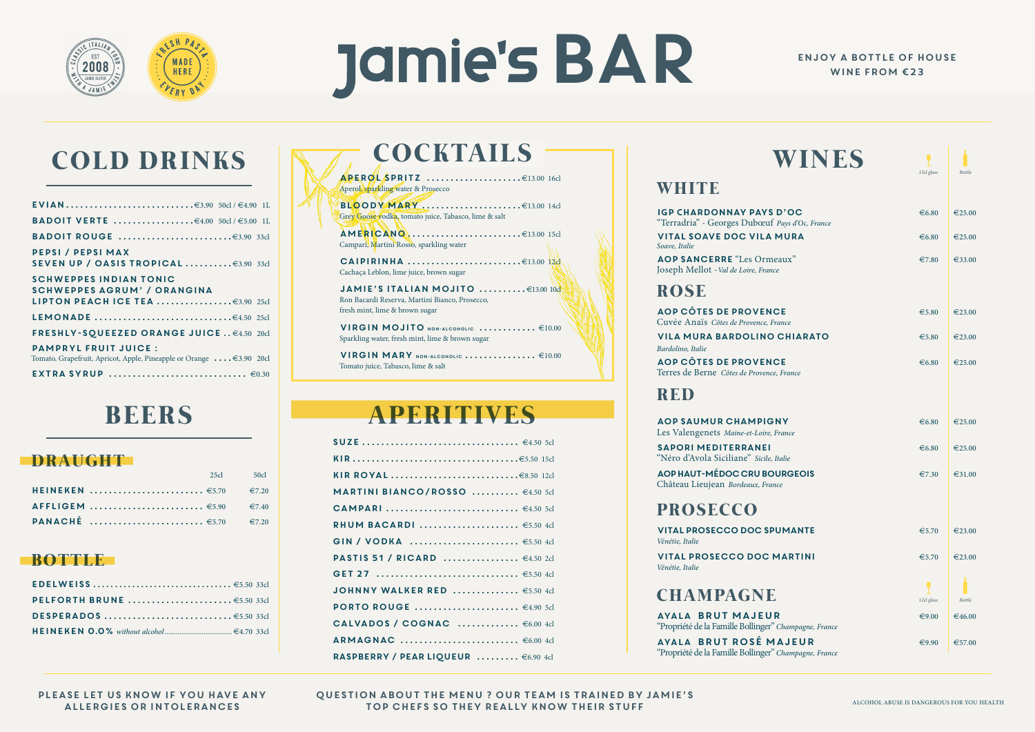# Jamie's BAR

CLASSIC ITALIAN FOOD WITH A JAMIE TWIST — EST 2008 — JAMIE OLIVER

FRESH PASTA MADE HERE EVERY DAY

**ENJOY A BOTTLE OF HOUSE WINE FROM €23**

## COLD DRINKS

| | | |
|---|---|---|
| **EVIAN** | €3.90 50cl / €4.90 | 1L |
| **BADOIT VERTE** | €4.00 50cl / €5.00 | 1L |
| **BADOIT ROUGE** | €3.90 | 33cl |
| **PEPSI / PEPSI MAX**<br>**SEVEN UP / OASIS TROPICAL** | €3.90 | 33cl |
| **SCHWEPPES INDIAN TONIC**<br>**SCHWEPPES AGRUM' / ORANGINA**<br>**LIPTON PEACH ICE TEA** | €3.90 | 25cl |
| **LEMONADE** | €4.50 | 25cl |
| **FRESHLY-SQUEEZED ORANGE JUICE** | €4.50 | 20cl |
| **PAMPRYL FRUIT JUICE :**<br>Tomato, Grapefruit, Apricot, Apple, Pineapple or Orange | €3.90 | 20cl |
| **EXTRA SYRUP** | €0.30 | |

## BEERS

### DRAUGHT

| | 25cl | 50cl |
|---|---|---|
| **HEINEKEN** | €5.70 | €7.20 |
| **AFFLIGEM** | €5.90 | €7.40 |
| **PANACHÉ** | €5.70 | €7.20 |

### BOTTLE

| | | |
|---|---|---|
| **EDELWEISS** | €5.50 | 33cl |
| **PELFORTH BRUNE** | €5.50 | 33cl |
| **DESPERADOS** | €5.50 | 33cl |
| **HEINEKEN 0.0%** *without alcohol* | €4.70 | 33cl |

## COCKTAILS

| | | |
|---|---|---|
| **APEROL SPRITZ**<br>Aperol, sparkling water & Prosecco | €13.00 | 16cl |
| **BLOODY MARY**<br>Grey Goose vodka, tomato juice, Tabasco, lime & salt | €13.00 | 14cl |
| **AMERICANO**<br>Campari, Martini Rosso, sparkling water | €13.00 | 15cl |
| **CAIPIRINHA**<br>Cachaça Leblon, lime juice, brown sugar | €13.00 | 12cl |
| **JAMIE'S ITALIAN MOJITO**<br>Ron Bacardi Reserva, Martini Bianco, Prosecco, fresh mint, lime & brown sugar | €13.00 | 10cl |
| **VIRGIN MOJITO** NON-ALCOHOLIC<br>Sparkling water, fresh mint, lime & brown sugar | €10.00 | |
| **VIRGIN MARY** NON-ALCOHOLIC<br>Tomato juice, Tabasco, lime & salt | €10.00 | |

## APERITIVES

| | | |
|---|---|---|
| **SUZE** | €4.50 | 5cl |
| **KIR** | €5.50 | 15cl |
| **KIR ROYAL** | €8.50 | 12cl |
| **MARTINI BIANCO/ROSSO** | €4.50 | 5cl |
| **CAMPARI** | €4.50 | 5cl |
| **RHUM BACARDI** | €5.50 | 4cl |
| **GIN / VODKA** | €5.50 | 4cl |
| **PASTIS 51 / RICARD** | €4.50 | 2cl |
| **GET 27** | €5.50 | 4cl |
| **JOHNNY WALKER RED** | €5.50 | 4cl |
| **PORTO ROUGE** | €4.90 | 5cl |
| **CALVADOS / COGNAC** | €6.00 | 4cl |
| **ARMAGNAC** | €6.00 | 4cl |
| **RASPBERRY / PEAR LIQUEUR** | €6.90 | 4cl |

## WINES

### WHITE

| | 15cl glass | Bottle |
|---|---|---|
| **IGP CHARDONNAY PAYS D'OC**<br>"Terradria" - Georges Dubœuf *Pays d'Oc, France* | €6.80 | €25.00 |
| **VITAL SOAVE DOC VILA MURA**<br>*Soave, Italie* | €6.80 | €25.00 |
| **AOP SANCERRE** "Les Ormeaux"<br>Joseph Mellot *- Val de Loire, France* | €7.80 | €33.00 |

### ROSE

| | 15cl glass | Bottle |
|---|---|---|
| **AOP CÔTES DE PROVENCE**<br>Cuvée Anaïs *Côtes de Provence, France* | €5.80 | €23.00 |
| **VILA MURA BARDOLINO CHIARATO**<br>*Bardolino, Italie* | €5.80 | €23.00 |
| **AOP CÔTES DE PROVENCE**<br>Terres de Berne *Côtes de Provence, France* | €6.80 | €25.00 |

### RED

| | 15cl glass | Bottle |
|---|---|---|
| **AOP SAUMUR CHAMPIGNY**<br>Les Valengenets *Maine-et-Loire, France* | €6.80 | €25.00 |
| **SAPORI MEDITERRANEI**<br>"Néro d'Avola Siciliane" *Sicile, Italie* | €6.80 | €25.00 |
| **AOP HAUT-MÉDOC CRU BOURGEOIS**<br>Château Lieujean *Bordeaux, France* | €7.30 | €31.00 |

### PROSECCO

| | 15cl glass | Bottle |
|---|---|---|
| **VITAL PROSECCO DOC SPUMANTE**<br>*Vénétie, Italie* | €5.70 | €23.00 |
| **VITAL PROSECCO DOC MARTINI**<br>*Vénétie, Italie* | €5.70 | €23.00 |

### CHAMPAGNE

| | 12cl glass | Bottle |
|---|---|---|
| **AYALA BRUT MAJEUR**<br>"Propriété de la Famille Bollinger" *Champagne, France* | €9.00 | €46.00 |
| **AYALA BRUT ROSÉ MAJEUR**<br>"Propriété de la Famille Bollinger" *Champagne, France* | €9.90 | €57.00 |

**PLEASE LET US KNOW IF YOU HAVE ANY ALLERGIES OR INTOLERANCES**

**QUESTION ABOUT THE MENU ? OUR TEAM IS TRAINED BY JAMIE'S TOP CHEFS SO THEY REALLY KNOW THEIR STUFF**

ALCOHOL ABUSE IS DANGEROUS FOR YOU HEALTH